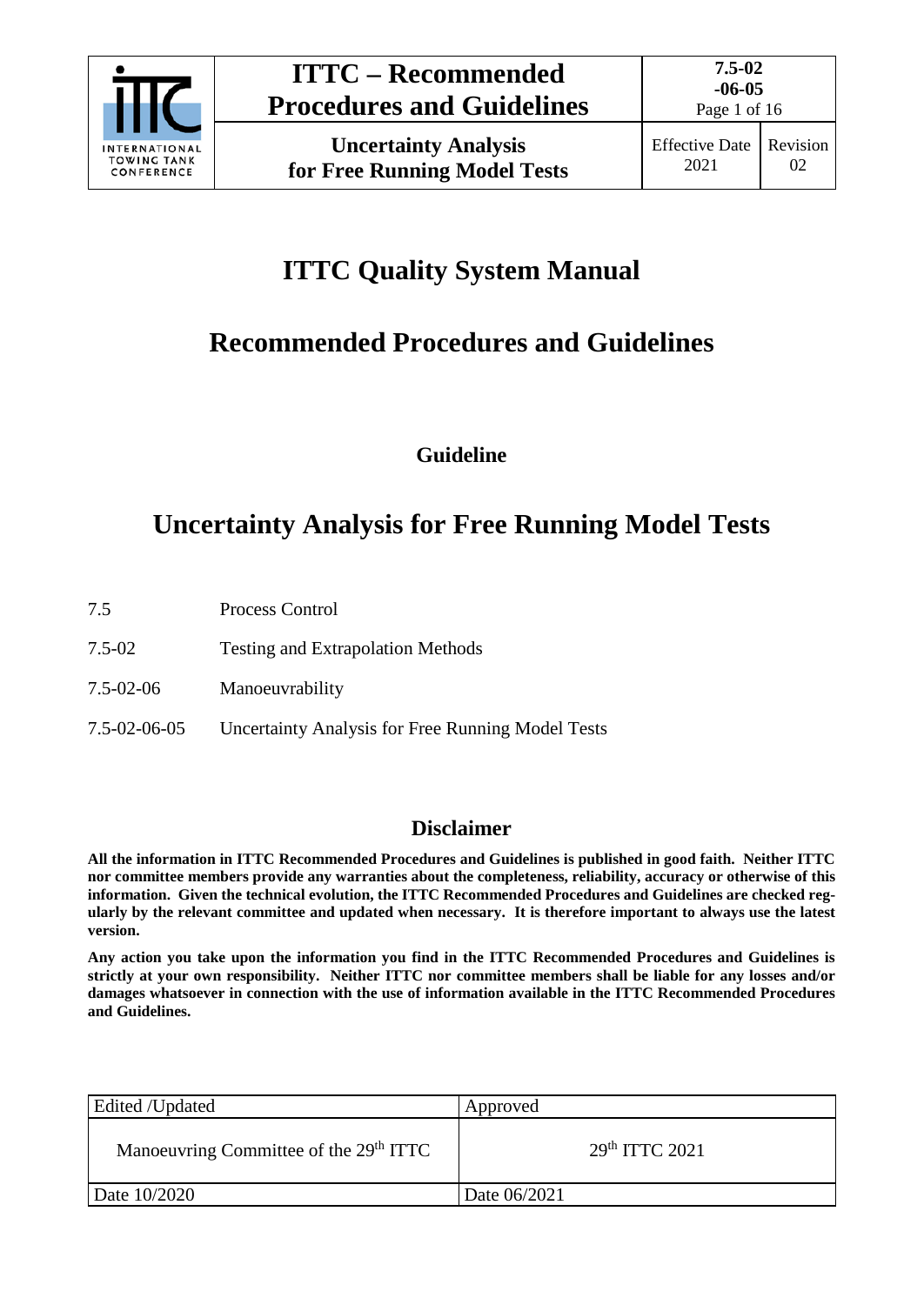# ITTC Quality System Manual

## Recommended Procedures and Guidelines

### Guideline

# Uncertainty Analysis for Free Running Model Tests

| | |
|---|---|
| 7.5 | Process Control |
| 7.5-02 | Testing and Extrapolation Methods |
| 7.5-02-06 | Manoeuvrability |
| 7.5-02-06-05 | Uncertainty Analysis for Free Running Model Tests |

## Disclaimer

**All the information in ITTC Recommended Procedures and Guidelines is published in good faith. Neither ITTC nor committee members provide any warranties about the completeness, reliability, accuracy or otherwise of this information. Given the technical evolution, the ITTC Recommended Procedures and Guidelines are checked regularly by the relevant committee and updated when necessary. It is therefore important to always use the latest version.**

**Any action you take upon the information you find in the ITTC Recommended Procedures and Guidelines is strictly at your own responsibility. Neither ITTC nor committee members shall be liable for any losses and/or damages whatsoever in connection with the use of information available in the ITTC Recommended Procedures and Guidelines.**

| Edited /Updated | Approved |
|---|---|
| Manoeuvring Committee of the 29th ITTC | 29th ITTC 2021 |
| Date 10/2020 | Date 06/2021 |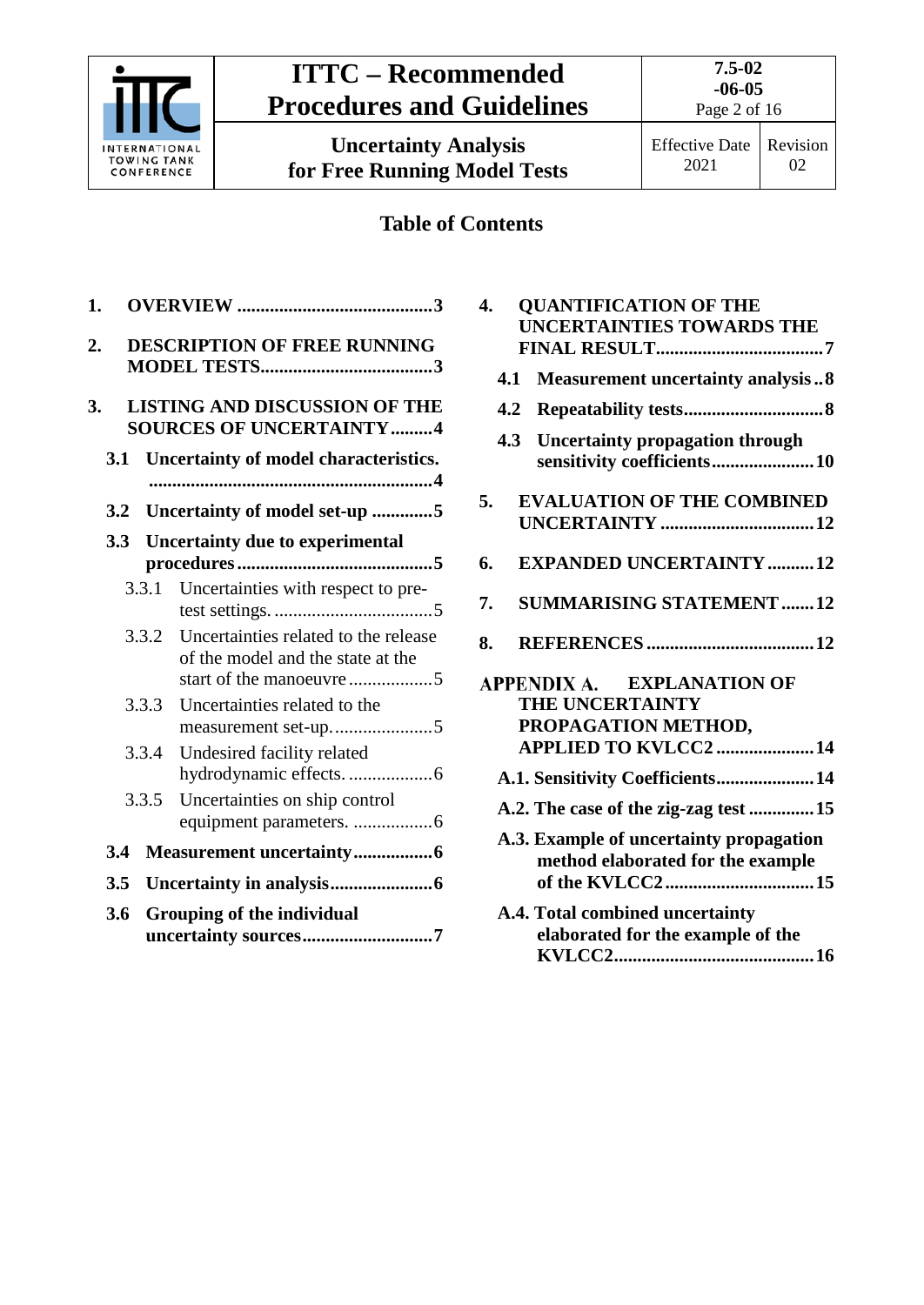## Table of Contents

1. **OVERVIEW** .......................................... 3
2. **DESCRIPTION OF FREE RUNNING MODEL TESTS** ..................................... 3
3. **LISTING AND DISCUSSION OF THE SOURCES OF UNCERTAINTY** ......... 4
   - **3.1 Uncertainty of model characteristics.** ............................................................. 4
   - **3.2 Uncertainty of model set-up** ............. 5
   - **3.3 Uncertainty due to experimental procedures** .......................................... 5
     - 3.3.1 Uncertainties with respect to pre-test settings. .................................. 5
     - 3.3.2 Uncertainties related to the release of the model and the state at the start of the manoeuvre .................. 5
     - 3.3.3 Uncertainties related to the measurement set-up. ..................... 5
     - 3.3.4 Undesired facility related hydrodynamic effects. .................. 6
     - 3.3.5 Uncertainties on ship control equipment parameters. ................. 6
   - **3.4 Measurement uncertainty** ................. 6
   - **3.5 Uncertainty in analysis** ...................... 6
   - **3.6 Grouping of the individual uncertainty sources** ............................ 7
4. **QUANTIFICATION OF THE UNCERTAINTIES TOWARDS THE FINAL RESULT** .................................... 7
   - **4.1 Measurement uncertainty analysis** .. 8
   - **4.2 Repeatability tests** ............................. 8
   - **4.3 Uncertainty propagation through sensitivity coefficients** ...................... 10
5. **EVALUATION OF THE COMBINED UNCERTAINTY** ................................. 12
6. **EXPANDED UNCERTAINTY** .......... 12
7. **SUMMARISING STATEMENT** ....... 12
8. **REFERENCES** .................................... 12

**APPENDIX A. EXPLANATION OF THE UNCERTAINTY PROPAGATION METHOD, APPLIED TO KVLCC2** ..................... 14

- **A.1. Sensitivity Coefficients** ..................... 14
- **A.2. The case of the zig-zag test** .............. 15
- **A.3. Example of uncertainty propagation method elaborated for the example of the KVLCC2** ................................ 15
- **A.4. Total combined uncertainty elaborated for the example of the KVLCC2** ........................................... 16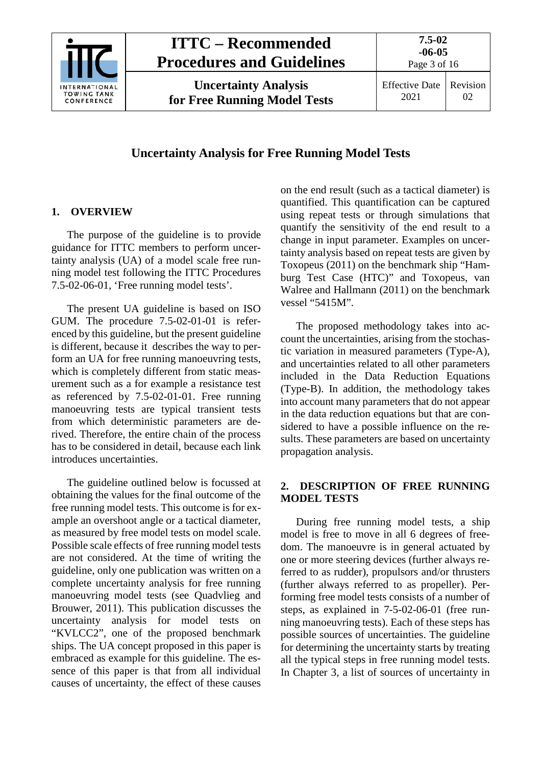# Uncertainty Analysis for Free Running Model Tests

## 1. OVERVIEW

The purpose of the guideline is to provide guidance for ITTC members to perform uncertainty analysis (UA) of a model scale free running model test following the ITTC Procedures 7.5-02-06-01, 'Free running model tests'.

The present UA guideline is based on ISO GUM. The procedure 7.5-02-01-01 is referenced by this guideline, but the present guideline is different, because it describes the way to perform an UA for free running manoeuvring tests, which is completely different from static measurement such as a for example a resistance test as referenced by 7.5-02-01-01. Free running manoeuvring tests are typical transient tests from which deterministic parameters are derived. Therefore, the entire chain of the process has to be considered in detail, because each link introduces uncertainties.

The guideline outlined below is focussed at obtaining the values for the final outcome of the free running model tests. This outcome is for example an overshoot angle or a tactical diameter, as measured by free model tests on model scale. Possible scale effects of free running model tests are not considered. At the time of writing the guideline, only one publication was written on a complete uncertainty analysis for free running manoeuvring model tests (see Quadvlieg and Brouwer, 2011). This publication discusses the uncertainty analysis for model tests on "KVLCC2", one of the proposed benchmark ships. The UA concept proposed in this paper is embraced as example for this guideline. The essence of this paper is that from all individual causes of uncertainty, the effect of these causes on the end result (such as a tactical diameter) is quantified. This quantification can be captured using repeat tests or through simulations that quantify the sensitivity of the end result to a change in input parameter. Examples on uncertainty analysis based on repeat tests are given by Toxopeus (2011) on the benchmark ship "Hamburg Test Case (HTC)" and Toxopeus, van Walree and Hallmann (2011) on the benchmark vessel "5415M".

The proposed methodology takes into account the uncertainties, arising from the stochastic variation in measured parameters (Type-A), and uncertainties related to all other parameters included in the Data Reduction Equations (Type-B). In addition, the methodology takes into account many parameters that do not appear in the data reduction equations but that are considered to have a possible influence on the results. These parameters are based on uncertainty propagation analysis.

## 2. DESCRIPTION OF FREE RUNNING MODEL TESTS

During free running model tests, a ship model is free to move in all 6 degrees of freedom. The manoeuvre is in general actuated by one or more steering devices (further always referred to as rudder), propulsors and/or thrusters (further always referred to as propeller). Performing free model tests consists of a number of steps, as explained in 7-5-02-06-01 (free running manoeuvring tests). Each of these steps has possible sources of uncertainties. The guideline for determining the uncertainty starts by treating all the typical steps in free running model tests. In Chapter 3, a list of sources of uncertainty in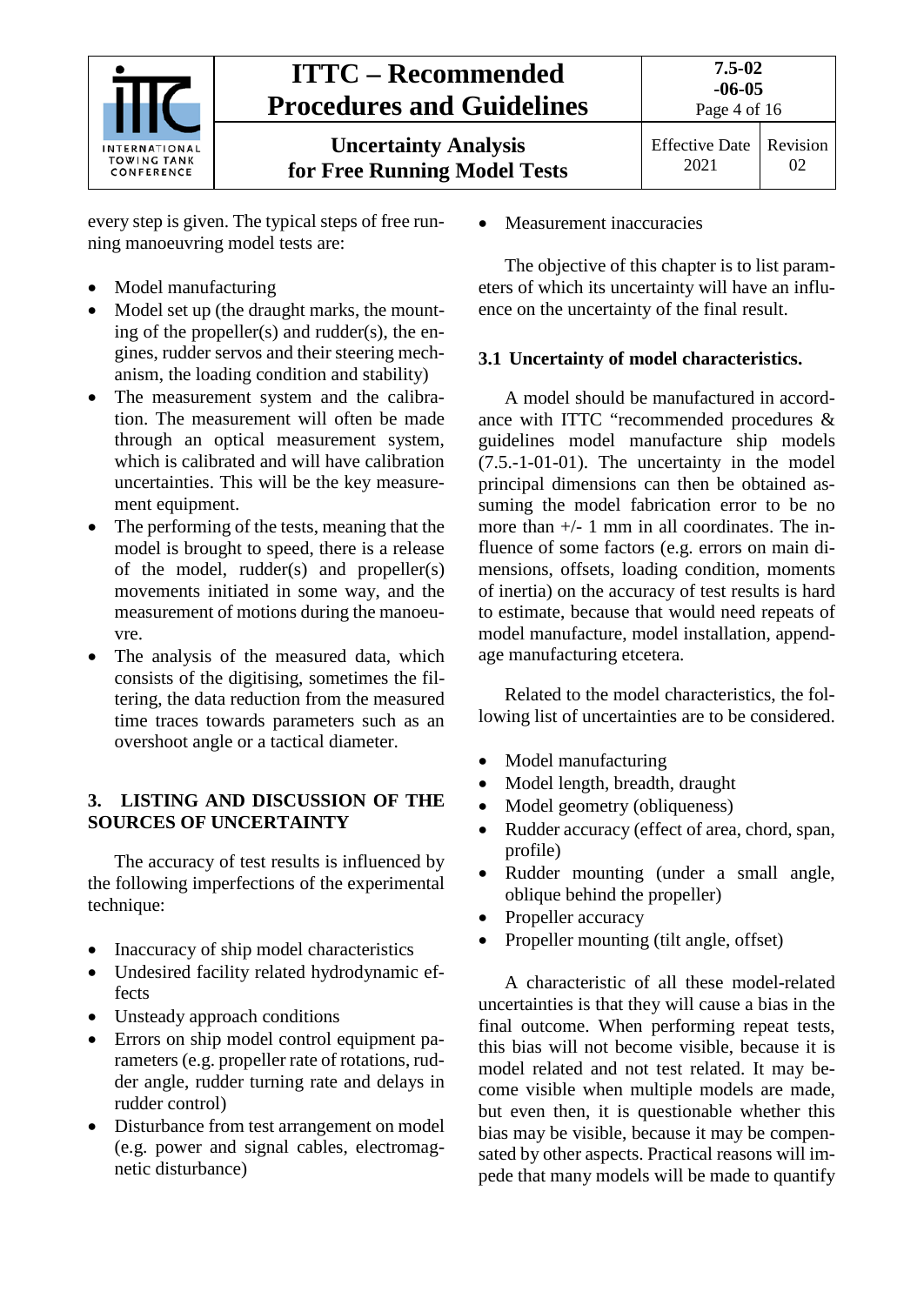every step is given. The typical steps of free running manoeuvring model tests are:

- Model manufacturing
- Model set up (the draught marks, the mounting of the propeller(s) and rudder(s), the engines, rudder servos and their steering mechanism, the loading condition and stability)
- The measurement system and the calibration. The measurement will often be made through an optical measurement system, which is calibrated and will have calibration uncertainties. This will be the key measurement equipment.
- The performing of the tests, meaning that the model is brought to speed, there is a release of the model, rudder(s) and propeller(s) movements initiated in some way, and the measurement of motions during the manoeuvre.
- The analysis of the measured data, which consists of the digitising, sometimes the filtering, the data reduction from the measured time traces towards parameters such as an overshoot angle or a tactical diameter.

## 3. LISTING AND DISCUSSION OF THE SOURCES OF UNCERTAINTY

The accuracy of test results is influenced by the following imperfections of the experimental technique:

- Inaccuracy of ship model characteristics
- Undesired facility related hydrodynamic effects
- Unsteady approach conditions
- Errors on ship model control equipment parameters (e.g. propeller rate of rotations, rudder angle, rudder turning rate and delays in rudder control)
- Disturbance from test arrangement on model (e.g. power and signal cables, electromagnetic disturbance)
- Measurement inaccuracies

The objective of this chapter is to list parameters of which its uncertainty will have an influence on the uncertainty of the final result.

### 3.1 Uncertainty of model characteristics.

A model should be manufactured in accordance with ITTC "recommended procedures & guidelines model manufacture ship models (7.5.-1-01-01). The uncertainty in the model principal dimensions can then be obtained assuming the model fabrication error to be no more than +/- 1 mm in all coordinates. The influence of some factors (e.g. errors on main dimensions, offsets, loading condition, moments of inertia) on the accuracy of test results is hard to estimate, because that would need repeats of model manufacture, model installation, appendage manufacturing etcetera.

Related to the model characteristics, the following list of uncertainties are to be considered.

- Model manufacturing
- Model length, breadth, draught
- Model geometry (obliqueness)
- Rudder accuracy (effect of area, chord, span, profile)
- Rudder mounting (under a small angle, oblique behind the propeller)
- Propeller accuracy
- Propeller mounting (tilt angle, offset)

A characteristic of all these model-related uncertainties is that they will cause a bias in the final outcome. When performing repeat tests, this bias will not become visible, because it is model related and not test related. It may become visible when multiple models are made, but even then, it is questionable whether this bias may be visible, because it may be compensated by other aspects. Practical reasons will impede that many models will be made to quantify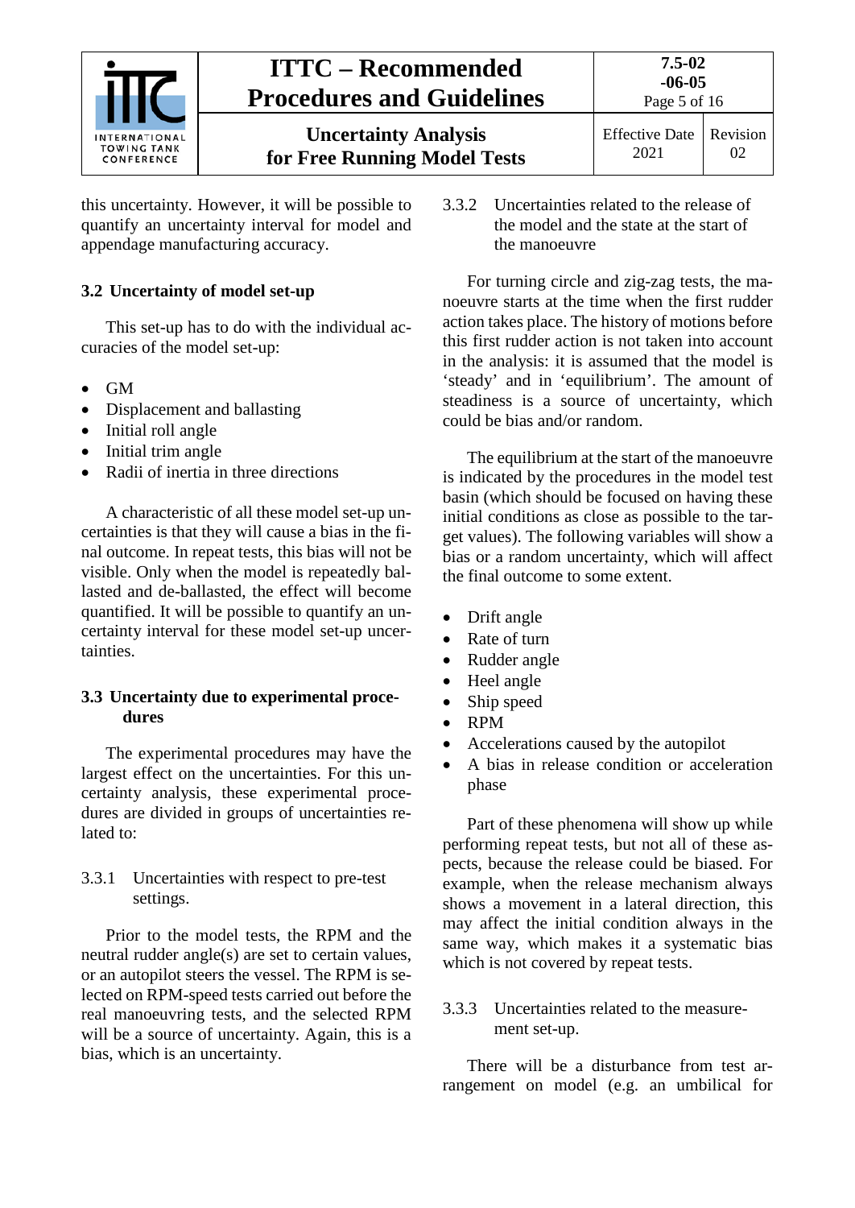this uncertainty. However, it will be possible to quantify an uncertainty interval for model and appendage manufacturing accuracy.

## 3.2 Uncertainty of model set-up

This set-up has to do with the individual accuracies of the model set-up:

- GM
- Displacement and ballasting
- Initial roll angle
- Initial trim angle
- Radii of inertia in three directions

A characteristic of all these model set-up uncertainties is that they will cause a bias in the final outcome. In repeat tests, this bias will not be visible. Only when the model is repeatedly ballasted and de-ballasted, the effect will become quantified. It will be possible to quantify an uncertainty interval for these model set-up uncertainties.

## 3.3 Uncertainty due to experimental procedures

The experimental procedures may have the largest effect on the uncertainties. For this uncertainty analysis, these experimental procedures are divided in groups of uncertainties related to:

### 3.3.1 Uncertainties with respect to pre-test settings.

Prior to the model tests, the RPM and the neutral rudder angle(s) are set to certain values, or an autopilot steers the vessel. The RPM is selected on RPM-speed tests carried out before the real manoeuvring tests, and the selected RPM will be a source of uncertainty. Again, this is a bias, which is an uncertainty.

### 3.3.2 Uncertainties related to the release of the model and the state at the start of the manoeuvre

For turning circle and zig-zag tests, the manoeuvre starts at the time when the first rudder action takes place. The history of motions before this first rudder action is not taken into account in the analysis: it is assumed that the model is 'steady' and in 'equilibrium'. The amount of steadiness is a source of uncertainty, which could be bias and/or random.

The equilibrium at the start of the manoeuvre is indicated by the procedures in the model test basin (which should be focused on having these initial conditions as close as possible to the target values). The following variables will show a bias or a random uncertainty, which will affect the final outcome to some extent.

- Drift angle
- Rate of turn
- Rudder angle
- Heel angle
- Ship speed
- RPM
- Accelerations caused by the autopilot
- A bias in release condition or acceleration phase

Part of these phenomena will show up while performing repeat tests, but not all of these aspects, because the release could be biased. For example, when the release mechanism always shows a movement in a lateral direction, this may affect the initial condition always in the same way, which makes it a systematic bias which is not covered by repeat tests.

### 3.3.3 Uncertainties related to the measurement set-up.

There will be a disturbance from test arrangement on model (e.g. an umbilical for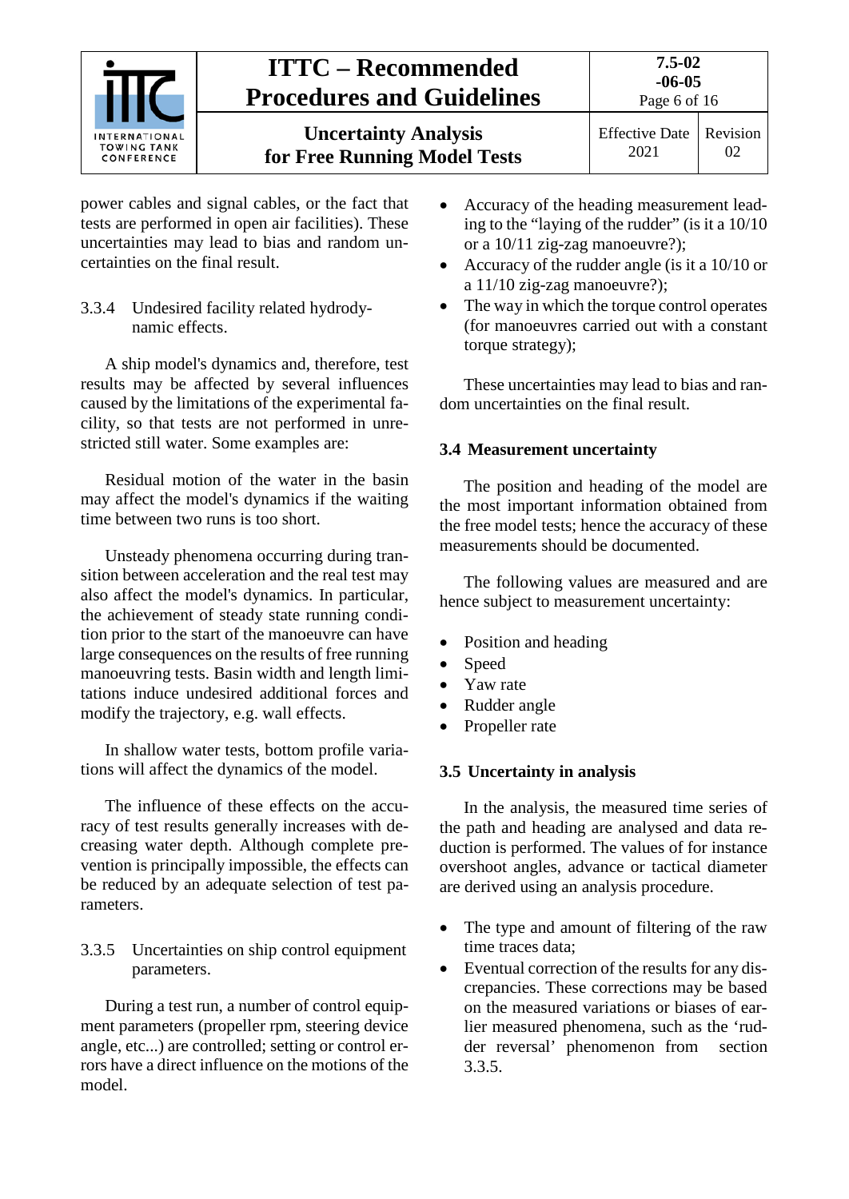power cables and signal cables, or the fact that tests are performed in open air facilities). These uncertainties may lead to bias and random uncertainties on the final result.

#### 3.3.4 Undesired facility related hydrodynamic effects.

A ship model's dynamics and, therefore, test results may be affected by several influences caused by the limitations of the experimental facility, so that tests are not performed in unrestricted still water. Some examples are:

Residual motion of the water in the basin may affect the model's dynamics if the waiting time between two runs is too short.

Unsteady phenomena occurring during transition between acceleration and the real test may also affect the model's dynamics. In particular, the achievement of steady state running condition prior to the start of the manoeuvre can have large consequences on the results of free running manoeuvring tests. Basin width and length limitations induce undesired additional forces and modify the trajectory, e.g. wall effects.

In shallow water tests, bottom profile variations will affect the dynamics of the model.

The influence of these effects on the accuracy of test results generally increases with decreasing water depth. Although complete prevention is principally impossible, the effects can be reduced by an adequate selection of test parameters.

#### 3.3.5 Uncertainties on ship control equipment parameters.

During a test run, a number of control equipment parameters (propeller rpm, steering device angle, etc...) are controlled; setting or control errors have a direct influence on the motions of the model.

- Accuracy of the heading measurement leading to the "laying of the rudder" (is it a 10/10 or a 10/11 zig-zag manoeuvre?);
- Accuracy of the rudder angle (is it a 10/10 or a 11/10 zig-zag manoeuvre?);
- The way in which the torque control operates (for manoeuvres carried out with a constant torque strategy);

These uncertainties may lead to bias and random uncertainties on the final result.

### 3.4 Measurement uncertainty

The position and heading of the model are the most important information obtained from the free model tests; hence the accuracy of these measurements should be documented.

The following values are measured and are hence subject to measurement uncertainty:

- Position and heading
- Speed
- Yaw rate
- Rudder angle
- Propeller rate

### 3.5 Uncertainty in analysis

In the analysis, the measured time series of the path and heading are analysed and data reduction is performed. The values of for instance overshoot angles, advance or tactical diameter are derived using an analysis procedure.

- The type and amount of filtering of the raw time traces data;
- Eventual correction of the results for any discrepancies. These corrections may be based on the measured variations or biases of earlier measured phenomena, such as the 'rudder reversal' phenomenon from section 3.3.5.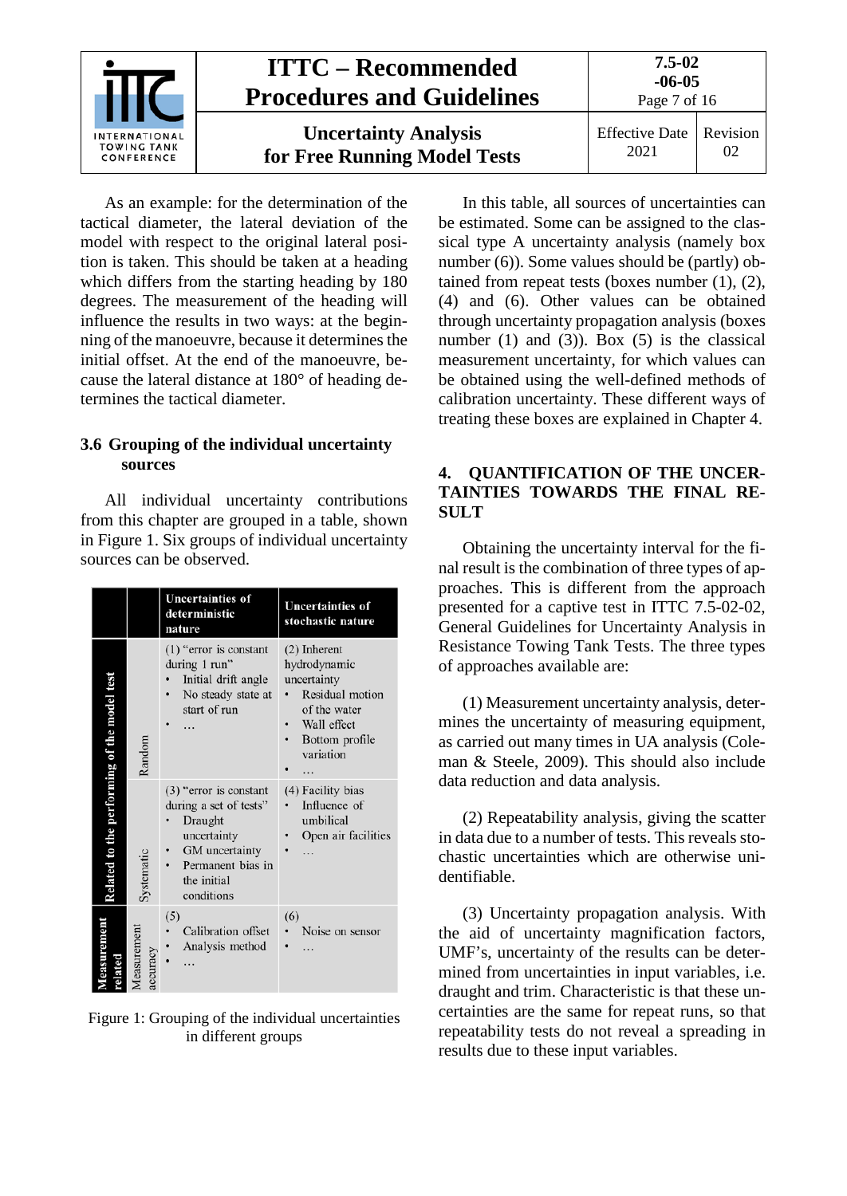As an example: for the determination of the tactical diameter, the lateral deviation of the model with respect to the original lateral position is taken. This should be taken at a heading which differs from the starting heading by 180 degrees. The measurement of the heading will influence the results in two ways: at the beginning of the manoeuvre, because it determines the initial offset. At the end of the manoeuvre, because the lateral distance at 180° of heading determines the tactical diameter.

### 3.6 Grouping of the individual uncertainty sources

All individual uncertainty contributions from this chapter are grouped in a table, shown in Figure 1. Six groups of individual uncertainty sources can be observed.

| | | Uncertainties of deterministic nature | Uncertainties of stochastic nature |
|---|---|---|---|
| Related to the performing of the model test | Random | (1) "error is constant during 1 run"<br>• Initial drift angle<br>• No steady state at start of run<br>• … | (2) Inherent hydrodynamic uncertainty<br>• Residual motion of the water<br>• Wall effect<br>• Bottom profile variation<br>• … |
| | Systematic | (3) "error is constant during a set of tests"<br>• Draught uncertainty<br>• GM uncertainty<br>• Permanent bias in the initial conditions | (4) Facility bias<br>• Influence of umbilical<br>• Open air facilities<br>• … |
| Measurement related | Measurement accuracy | (5)<br>• Calibration offset<br>• Analysis method<br>• … | (6)<br>• Noise on sensor<br>• … |

Figure 1: Grouping of the individual uncertainties in different groups

In this table, all sources of uncertainties can be estimated. Some can be assigned to the classical type A uncertainty analysis (namely box number (6)). Some values should be (partly) obtained from repeat tests (boxes number (1), (2), (4) and (6). Other values can be obtained through uncertainty propagation analysis (boxes number (1) and (3)). Box (5) is the classical measurement uncertainty, for which values can be obtained using the well-defined methods of calibration uncertainty. These different ways of treating these boxes are explained in Chapter 4.

## 4. QUANTIFICATION OF THE UNCERTAINTIES TOWARDS THE FINAL RESULT

Obtaining the uncertainty interval for the final result is the combination of three types of approaches. This is different from the approach presented for a captive test in ITTC 7.5-02-02, General Guidelines for Uncertainty Analysis in Resistance Towing Tank Tests. The three types of approaches available are:

(1) Measurement uncertainty analysis, determines the uncertainty of measuring equipment, as carried out many times in UA analysis (Coleman & Steele, 2009). This should also include data reduction and data analysis.

(2) Repeatability analysis, giving the scatter in data due to a number of tests. This reveals stochastic uncertainties which are otherwise unidentifiable.

(3) Uncertainty propagation analysis. With the aid of uncertainty magnification factors, UMF's, uncertainty of the results can be determined from uncertainties in input variables, i.e. draught and trim. Characteristic is that these uncertainties are the same for repeat runs, so that repeatability tests do not reveal a spreading in results due to these input variables.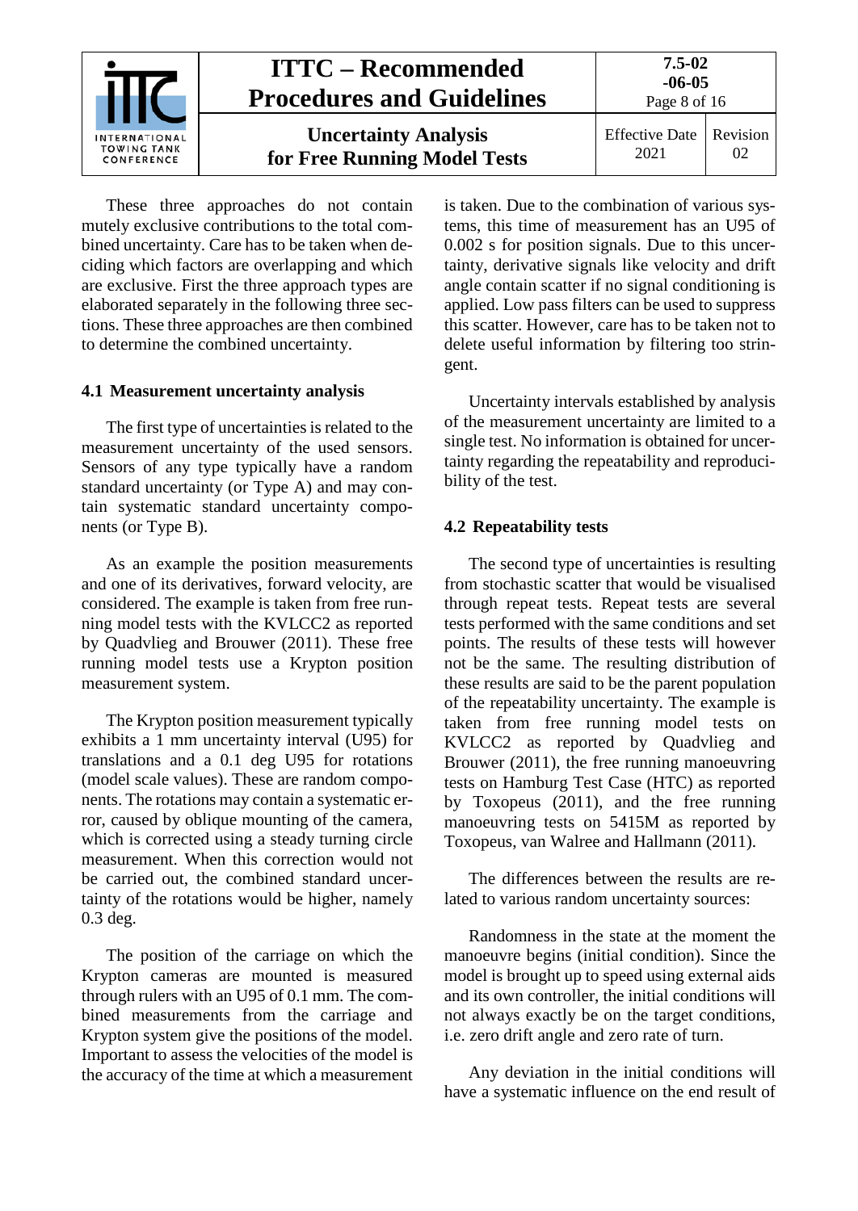These three approaches do not contain mutely exclusive contributions to the total combined uncertainty. Care has to be taken when deciding which factors are overlapping and which are exclusive. First the three approach types are elaborated separately in the following three sections. These three approaches are then combined to determine the combined uncertainty.

## 4.1 Measurement uncertainty analysis

The first type of uncertainties is related to the measurement uncertainty of the used sensors. Sensors of any type typically have a random standard uncertainty (or Type A) and may contain systematic standard uncertainty components (or Type B).

As an example the position measurements and one of its derivatives, forward velocity, are considered. The example is taken from free running model tests with the KVLCC2 as reported by Quadvlieg and Brouwer (2011). These free running model tests use a Krypton position measurement system.

The Krypton position measurement typically exhibits a 1 mm uncertainty interval (U95) for translations and a 0.1 deg U95 for rotations (model scale values). These are random components. The rotations may contain a systematic error, caused by oblique mounting of the camera, which is corrected using a steady turning circle measurement. When this correction would not be carried out, the combined standard uncertainty of the rotations would be higher, namely 0.3 deg.

The position of the carriage on which the Krypton cameras are mounted is measured through rulers with an U95 of 0.1 mm. The combined measurements from the carriage and Krypton system give the positions of the model. Important to assess the velocities of the model is the accuracy of the time at which a measurement is taken. Due to the combination of various systems, this time of measurement has an U95 of 0.002 s for position signals. Due to this uncertainty, derivative signals like velocity and drift angle contain scatter if no signal conditioning is applied. Low pass filters can be used to suppress this scatter. However, care has to be taken not to delete useful information by filtering too stringent.

Uncertainty intervals established by analysis of the measurement uncertainty are limited to a single test. No information is obtained for uncertainty regarding the repeatability and reproducibility of the test.

## 4.2 Repeatability tests

The second type of uncertainties is resulting from stochastic scatter that would be visualised through repeat tests. Repeat tests are several tests performed with the same conditions and set points. The results of these tests will however not be the same. The resulting distribution of these results are said to be the parent population of the repeatability uncertainty. The example is taken from free running model tests on KVLCC2 as reported by Quadvlieg and Brouwer (2011), the free running manoeuvring tests on Hamburg Test Case (HTC) as reported by Toxopeus (2011), and the free running manoeuvring tests on 5415M as reported by Toxopeus, van Walree and Hallmann (2011).

The differences between the results are related to various random uncertainty sources:

Randomness in the state at the moment the manoeuvre begins (initial condition). Since the model is brought up to speed using external aids and its own controller, the initial conditions will not always exactly be on the target conditions, i.e. zero drift angle and zero rate of turn.

Any deviation in the initial conditions will have a systematic influence on the end result of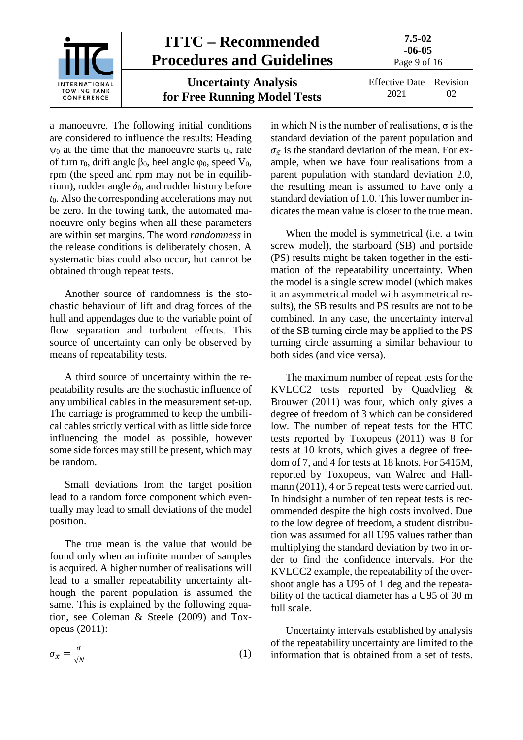a manoeuvre. The following initial conditions are considered to influence the results: Heading $\psi_0$ at the time that the manoeuvre starts $t_0$, rate of turn $r_0$, drift angle $\beta_0$, heel angle $\varphi_0$, speed $V_0$, rpm (the speed and rpm may not be in equilibrium), rudder angle $\delta_0$, and rudder history before $t_0$. Also the corresponding accelerations may not be zero. In the towing tank, the automated manoeuvre only begins when all these parameters are within set margins. The word *randomness* in the release conditions is deliberately chosen. A systematic bias could also occur, but cannot be obtained through repeat tests.

Another source of randomness is the stochastic behaviour of lift and drag forces of the hull and appendages due to the variable point of flow separation and turbulent effects. This source of uncertainty can only be observed by means of repeatability tests.

A third source of uncertainty within the repeatability results are the stochastic influence of any umbilical cables in the measurement set-up. The carriage is programmed to keep the umbilical cables strictly vertical with as little side force influencing the model as possible, however some side forces may still be present, which may be random.

Small deviations from the target position lead to a random force component which eventually may lead to small deviations of the model position.

The true mean is the value that would be found only when an infinite number of samples is acquired. A higher number of realisations will lead to a smaller repeatability uncertainty although the parent population is assumed the same. This is explained by the following equation, see Coleman & Steele (2009) and Toxopeus (2011):

$$\sigma_{\bar{x}} = \frac{\sigma}{\sqrt{N}} \quad (1)$$

in which N is the number of realisations, σ is the standard deviation of the parent population and $\sigma_{\bar{x}}$ is the standard deviation of the mean. For example, when we have four realisations from a parent population with standard deviation 2.0, the resulting mean is assumed to have only a standard deviation of 1.0. This lower number indicates the mean value is closer to the true mean.

When the model is symmetrical (i.e. a twin screw model), the starboard (SB) and portside (PS) results might be taken together in the estimation of the repeatability uncertainty. When the model is a single screw model (which makes it an asymmetrical model with asymmetrical results), the SB results and PS results are not to be combined. In any case, the uncertainty interval of the SB turning circle may be applied to the PS turning circle assuming a similar behaviour to both sides (and vice versa).

The maximum number of repeat tests for the KVLCC2 tests reported by Quadvlieg & Brouwer (2011) was four, which only gives a degree of freedom of 3 which can be considered low. The number of repeat tests for the HTC tests reported by Toxopeus (2011) was 8 for tests at 10 knots, which gives a degree of freedom of 7, and 4 for tests at 18 knots. For 5415M, reported by Toxopeus, van Walree and Hallmann (2011), 4 or 5 repeat tests were carried out. In hindsight a number of ten repeat tests is recommended despite the high costs involved. Due to the low degree of freedom, a student distribution was assumed for all U95 values rather than multiplying the standard deviation by two in order to find the confidence intervals. For the KVLCC2 example, the repeatability of the overshoot angle has a U95 of 1 deg and the repeatability of the tactical diameter has a U95 of 30 m full scale.

Uncertainty intervals established by analysis of the repeatability uncertainty are limited to the information that is obtained from a set of tests.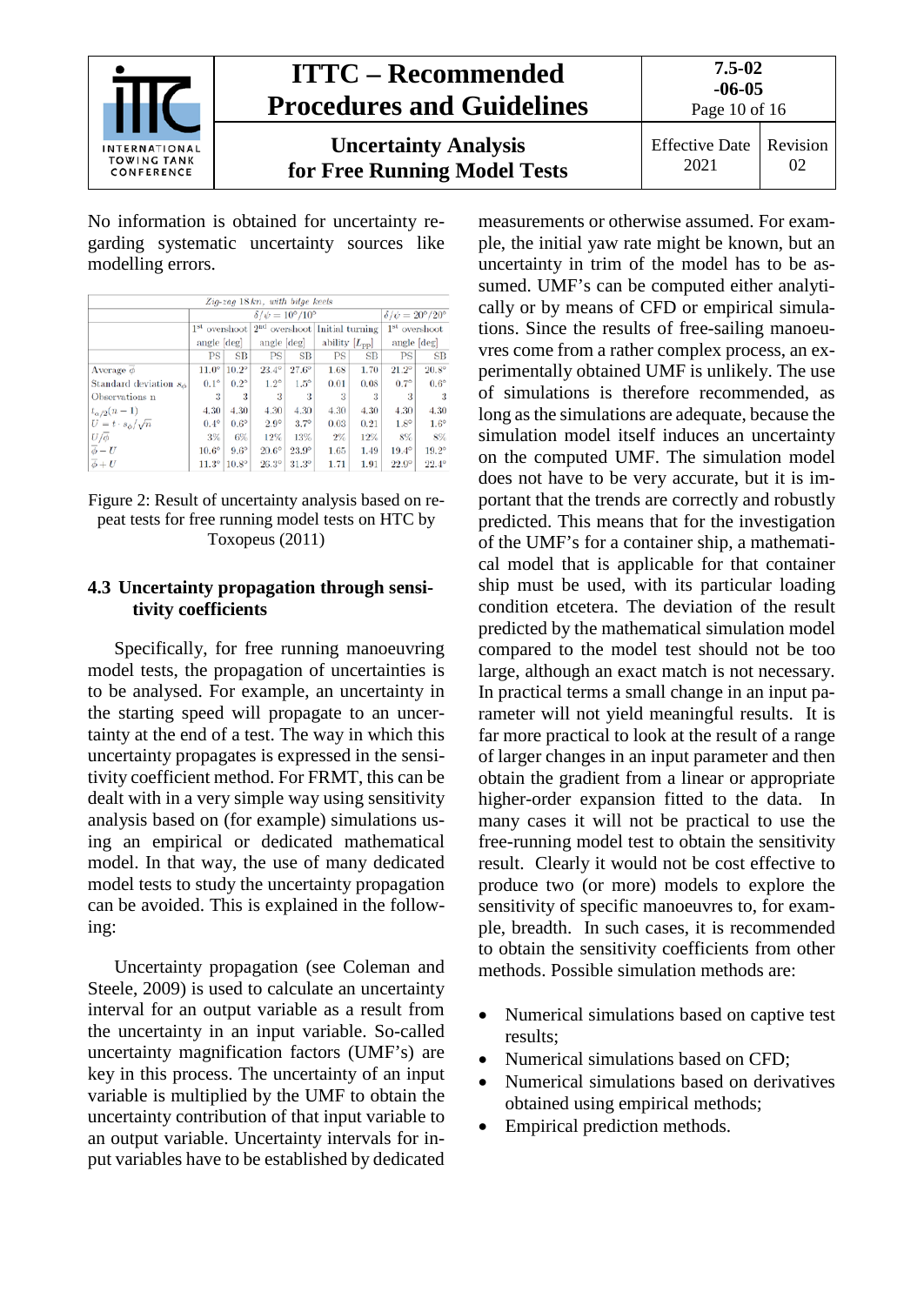No information is obtained for uncertainty regarding systematic uncertainty sources like modelling errors.

| Zig-zag 18 kn, with bilge keels | | | | | | | | |
|---|---|---|---|---|---|---|---|---|
| | $\delta/\psi = 10°/10°$ | | | | | | $\delta/\psi = 20°/20°$ | |
| | 1[st] overshoot angle [deg] | | 2[nd] overshoot angle [deg] | | Initial turning ability [$L_{PP}$] | | 1[st] overshoot angle [deg] | |
| | PS | SB | PS | SB | PS | SB | PS | SB |
| Average $\bar{\phi}$ | 11.0° | 10.2° | 23.4° | 27.6° | 1.68 | 1.70 | 21.2° | 20.8° |
| Standard deviation $s_\phi$ | 0.1° | 0.2° | 1.2° | 1.5° | 0.01 | 0.08 | 0.7° | 0.6° |
| Observations n | 3 | 3 | 3 | 3 | 3 | 3 | 3 | 3 |
| $t_{\alpha/2}(n-1)$ | 4.30 | 4.30 | 4.30 | 4.30 | 4.30 | 4.30 | 4.30 | 4.30 |
| $U = t \cdot s_\phi/\sqrt{n}$ | 0.4° | 0.6° | 2.9° | 3.7° | 0.03 | 0.21 | 1.8° | 1.6° |
| $U/\bar{\phi}$ | 3% | 6% | 12% | 13% | 2% | 12% | 8% | 8% |
| $\bar{\phi} - U$ | 10.6° | 9.6° | 20.6° | 23.9° | 1.65 | 1.49 | 19.4° | 19.2° |
| $\bar{\phi} + U$ | 11.3° | 10.8° | 26.3° | 31.3° | 1.71 | 1.91 | 22.9° | 22.4° |

Figure 2: Result of uncertainty analysis based on repeat tests for free running model tests on HTC by Toxopeus (2011)

### 4.3 Uncertainty propagation through sensitivity coefficients

Specifically, for free running manoeuvring model tests, the propagation of uncertainties is to be analysed. For example, an uncertainty in the starting speed will propagate to an uncertainty at the end of a test. The way in which this uncertainty propagates is expressed in the sensitivity coefficient method. For FRMT, this can be dealt with in a very simple way using sensitivity analysis based on (for example) simulations using an empirical or dedicated mathematical model. In that way, the use of many dedicated model tests to study the uncertainty propagation can be avoided. This is explained in the following:

Uncertainty propagation (see Coleman and Steele, 2009) is used to calculate an uncertainty interval for an output variable as a result from the uncertainty in an input variable. So-called uncertainty magnification factors (UMF's) are key in this process. The uncertainty of an input variable is multiplied by the UMF to obtain the uncertainty contribution of that input variable to an output variable. Uncertainty intervals for input variables have to be established by dedicated measurements or otherwise assumed. For example, the initial yaw rate might be known, but an uncertainty in trim of the model has to be assumed. UMF's can be computed either analytically or by means of CFD or empirical simulations. Since the results of free-sailing manoeuvres come from a rather complex process, an experimentally obtained UMF is unlikely. The use of simulations is therefore recommended, as long as the simulations are adequate, because the simulation model itself induces an uncertainty on the computed UMF. The simulation model does not have to be very accurate, but it is important that the trends are correctly and robustly predicted. This means that for the investigation of the UMF's for a container ship, a mathematical model that is applicable for that container ship must be used, with its particular loading condition etcetera. The deviation of the result predicted by the mathematical simulation model compared to the model test should not be too large, although an exact match is not necessary. In practical terms a small change in an input parameter will not yield meaningful results. It is far more practical to look at the result of a range of larger changes in an input parameter and then obtain the gradient from a linear or appropriate higher-order expansion fitted to the data. In many cases it will not be practical to use the free-running model test to obtain the sensitivity result. Clearly it would not be cost effective to produce two (or more) models to explore the sensitivity of specific manoeuvres to, for example, breadth. In such cases, it is recommended to obtain the sensitivity coefficients from other methods. Possible simulation methods are:

- Numerical simulations based on captive test results;
- Numerical simulations based on CFD;
- Numerical simulations based on derivatives obtained using empirical methods;
- Empirical prediction methods.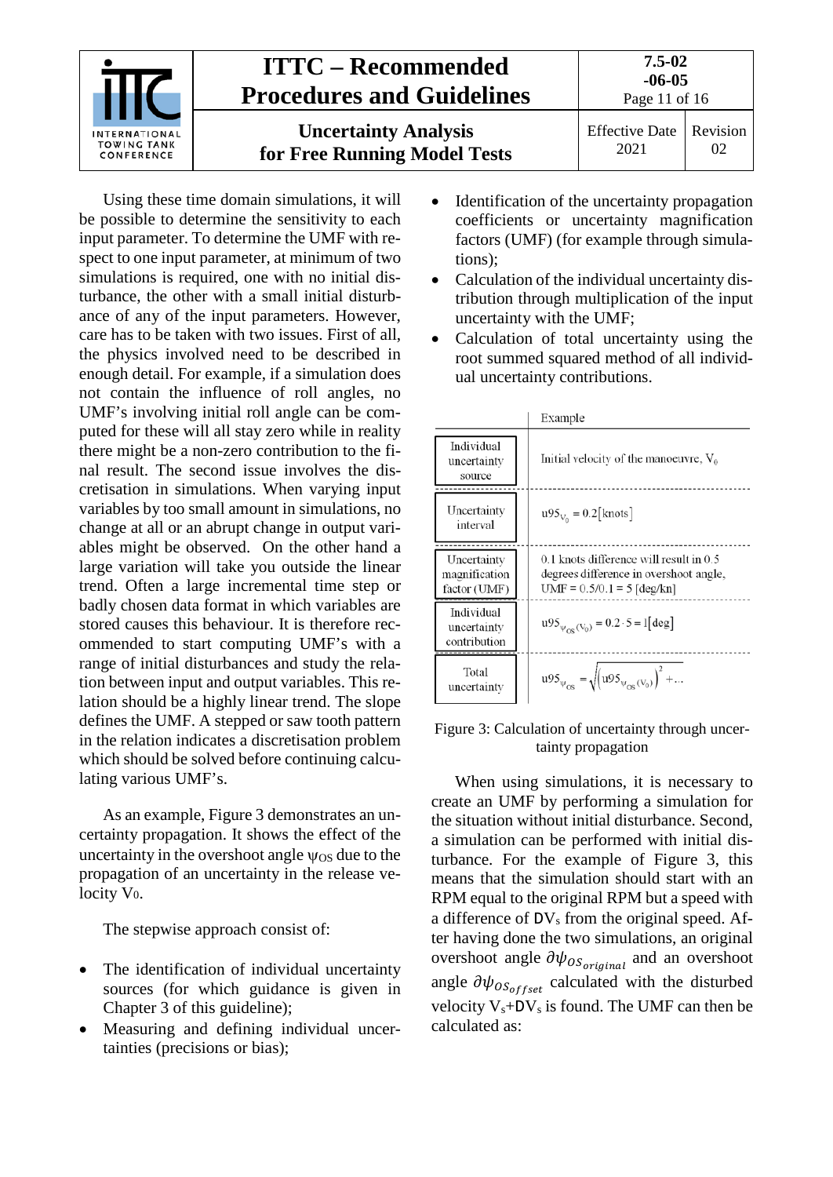Using these time domain simulations, it will be possible to determine the sensitivity to each input parameter. To determine the UMF with respect to one input parameter, at minimum of two simulations is required, one with no initial disturbance, the other with a small initial disturbance of any of the input parameters. However, care has to be taken with two issues. First of all, the physics involved need to be described in enough detail. For example, if a simulation does not contain the influence of roll angles, no UMF's involving initial roll angle can be computed for these will all stay zero while in reality there might be a non-zero contribution to the final result. The second issue involves the discretisation in simulations. When varying input variables by too small amount in simulations, no change at all or an abrupt change in output variables might be observed. On the other hand a large variation will take you outside the linear trend. Often a large incremental time step or badly chosen data format in which variables are stored causes this behaviour. It is therefore recommended to start computing UMF's with a range of initial disturbances and study the relation between input and output variables. This relation should be a highly linear trend. The slope defines the UMF. A stepped or saw tooth pattern in the relation indicates a discretisation problem which should be solved before continuing calculating various UMF's.

As an example, Figure 3 demonstrates an uncertainty propagation. It shows the effect of the uncertainty in the overshoot angle $\psi_{OS}$ due to the propagation of an uncertainty in the release velocity $V_0$.

The stepwise approach consist of:

- The identification of individual uncertainty sources (for which guidance is given in Chapter 3 of this guideline);
- Measuring and defining individual uncertainties (precisions or bias);
- Identification of the uncertainty propagation coefficients or uncertainty magnification factors (UMF) (for example through simulations);
- Calculation of the individual uncertainty distribution through multiplication of the input uncertainty with the UMF;
- Calculation of total uncertainty using the root summed squared method of all individual uncertainty contributions.

| | Example |
|---|---|
| Individual uncertainty source | Initial velocity of the manoeuvre, $V_0$ |
| Uncertainty interval | $u95_{V_0} = 0.2[\text{knots}]$ |
| Uncertainty magnification factor (UMF) | 0.1 knots difference will result in 0.5 degrees difference in overshoot angle, UMF = 0.5/0.1 = 5 [deg/kn] |
| Individual uncertainty contribution | $u95_{\psi_{OS}(V_0)} = 0.2 \cdot 5 = 1[\text{deg}]$ |
| Total uncertainty | $u95_{\psi_{OS}} = \sqrt{\left(u95_{\psi_{OS}(V_0)}\right)^2 + \ldots}$ |

Figure 3: Calculation of uncertainty through uncertainty propagation

When using simulations, it is necessary to create an UMF by performing a simulation for the situation without initial disturbance. Second, a simulation can be performed with initial disturbance. For the example of Figure 3, this means that the simulation should start with an RPM equal to the original RPM but a speed with a difference of $DV_s$ from the original speed. After having done the two simulations, an original overshoot angle $\partial\psi_{OS_{original}}$ and an overshoot angle $\partial\psi_{OS_{offset}}$ calculated with the disturbed velocity $V_s+DV_s$ is found. The UMF can then be calculated as: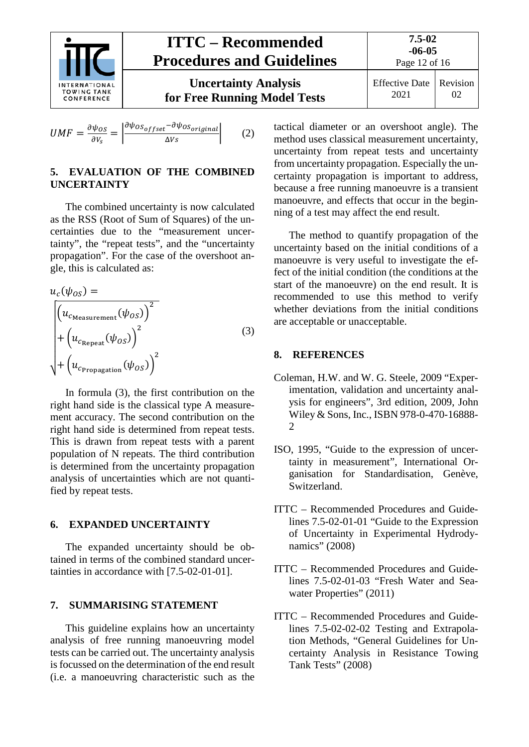$$UMF = \frac{\partial \psi_{OS}}{\partial V_s} = \left| \frac{\partial \psi_{OS_{offset}} - \partial \psi_{OS_{original}}}{\Delta Vs} \right| \qquad (2)$$

## 5. EVALUATION OF THE COMBINED UNCERTAINTY

The combined uncertainty is now calculated as the RSS (Root of Sum of Squares) of the uncertainties due to the "measurement uncertainty", the "repeat tests", and the "uncertainty propagation". For the case of the overshoot angle, this is calculated as:

$$u_c(\psi_{OS}) = \sqrt{\left(u_{c_{\text{Measurement}}}(\psi_{OS})\right)^2 + \left(u_{c_{\text{Repeat}}}(\psi_{OS})\right)^2 + \left(u_{c_{\text{Propagation}}}(\psi_{OS})\right)^2} \qquad (3)$$

In formula (3), the first contribution on the right hand side is the classical type A measurement accuracy. The second contribution on the right hand side is determined from repeat tests. This is drawn from repeat tests with a parent population of N repeats. The third contribution is determined from the uncertainty propagation analysis of uncertainties which are not quantified by repeat tests.

## 6. EXPANDED UNCERTAINTY

The expanded uncertainty should be obtained in terms of the combined standard uncertainties in accordance with [7.5-02-01-01].

## 7. SUMMARISING STATEMENT

This guideline explains how an uncertainty analysis of free running manoeuvring model tests can be carried out. The uncertainty analysis is focussed on the determination of the end result (i.e. a manoeuvring characteristic such as the tactical diameter or an overshoot angle). The method uses classical measurement uncertainty, uncertainty from repeat tests and uncertainty from uncertainty propagation. Especially the uncertainty propagation is important to address, because a free running manoeuvre is a transient manoeuvre, and effects that occur in the beginning of a test may affect the end result.

The method to quantify propagation of the uncertainty based on the initial conditions of a manoeuvre is very useful to investigate the effect of the initial condition (the conditions at the start of the manoeuvre) on the end result. It is recommended to use this method to verify whether deviations from the initial conditions are acceptable or unacceptable.

## 8. REFERENCES

Coleman, H.W. and W. G. Steele, 2009 "Experimentation, validation and uncertainty analysis for engineers", 3rd edition, 2009, John Wiley & Sons, Inc., ISBN 978-0-470-16888-2

ISO, 1995, "Guide to the expression of uncertainty in measurement", International Organisation for Standardisation, Genève, Switzerland.

ITTC – Recommended Procedures and Guidelines 7.5-02-01-01 "Guide to the Expression of Uncertainty in Experimental Hydrodynamics" (2008)

ITTC – Recommended Procedures and Guidelines 7.5-02-01-03 "Fresh Water and Seawater Properties" (2011)

ITTC – Recommended Procedures and Guidelines 7.5-02-02-02 Testing and Extrapolation Methods, "General Guidelines for Uncertainty Analysis in Resistance Towing Tank Tests" (2008)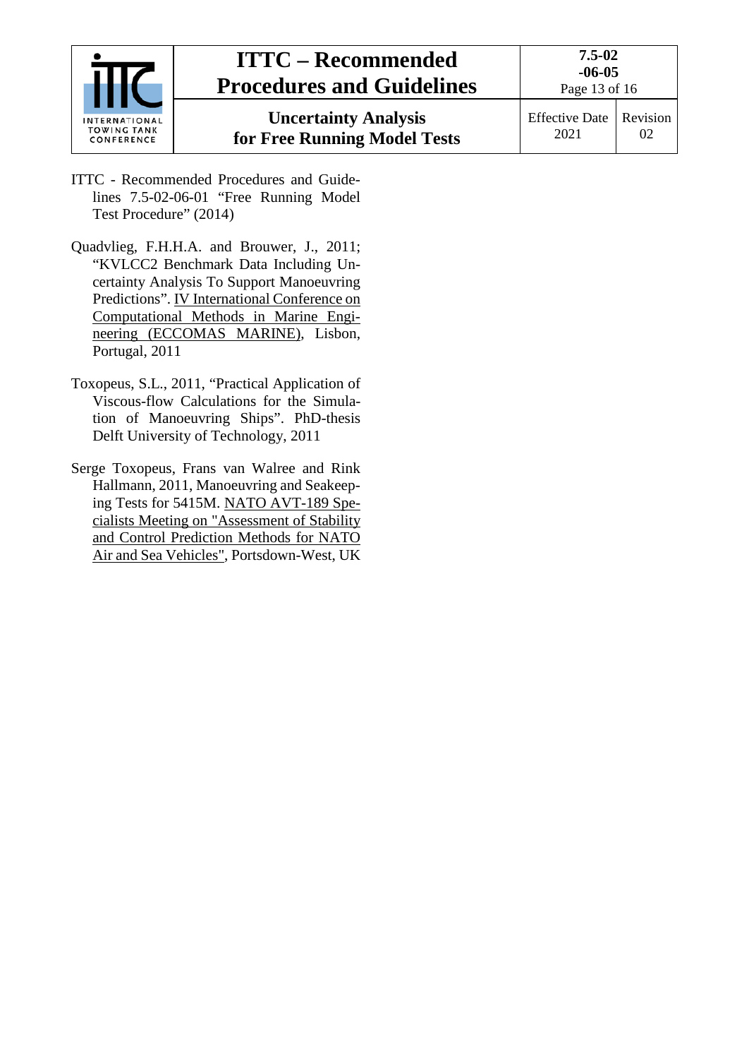ITTC - Recommended Procedures and Guidelines 7.5-02-06-01 "Free Running Model Test Procedure" (2014)

Quadvlieg, F.H.H.A. and Brouwer, J., 2011; "KVLCC2 Benchmark Data Including Uncertainty Analysis To Support Manoeuvring Predictions". IV International Conference on Computational Methods in Marine Engineering (ECCOMAS MARINE), Lisbon, Portugal, 2011

Toxopeus, S.L., 2011, "Practical Application of Viscous-flow Calculations for the Simulation of Manoeuvring Ships". PhD-thesis Delft University of Technology, 2011

Serge Toxopeus, Frans van Walree and Rink Hallmann, 2011, Manoeuvring and Seakeeping Tests for 5415M. NATO AVT-189 Specialists Meeting on "Assessment of Stability and Control Prediction Methods for NATO Air and Sea Vehicles", Portsdown-West, UK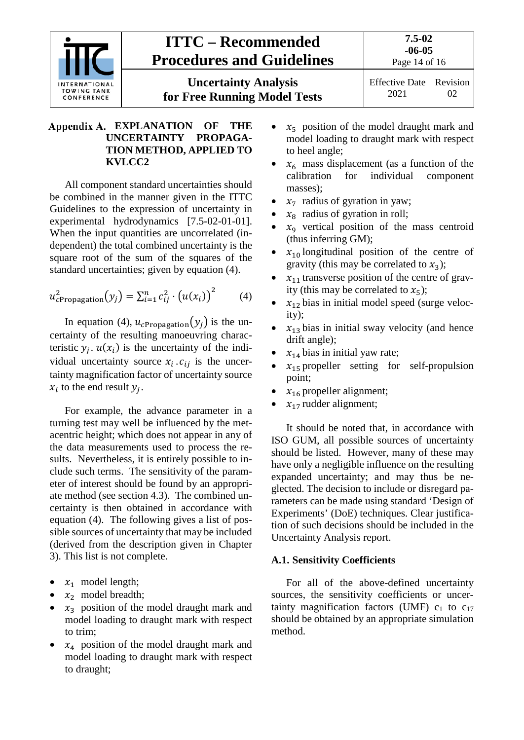## Appendix A. EXPLANATION OF THE UNCERTAINTY PROPAGATION METHOD, APPLIED TO KVLCC2

All component standard uncertainties should be combined in the manner given in the ITTC Guidelines to the expression of uncertainty in experimental hydrodynamics [7.5-02-01-01]. When the input quantities are uncorrelated (independent) the total combined uncertainty is the square root of the sum of the squares of the standard uncertainties; given by equation (4).

$$u_{c\mathrm{Propagation}}^2(y_j) = \sum_{i=1}^{n} c_{ij}^2 \cdot \left(u(x_i)\right)^2 \qquad (4)$$

In equation (4), $u_{c\mathrm{Propagation}}(y_j)$ is the uncertainty of the resulting manoeuvring characteristic $y_j$. $u(x_i)$ is the uncertainty of the individual uncertainty source $x_i$. $c_{ij}$ is the uncertainty magnification factor of uncertainty source $x_i$ to the end result $y_j$.

For example, the advance parameter in a turning test may well be influenced by the metacentric height; which does not appear in any of the data measurements used to process the results. Nevertheless, it is entirely possible to include such terms. The sensitivity of the parameter of interest should be found by an appropriate method (see section 4.3). The combined uncertainty is then obtained in accordance with equation (4). The following gives a list of possible sources of uncertainty that may be included (derived from the description given in Chapter 3). This list is not complete.

- $x_1$ model length;
- $x_2$ model breadth;
- $x_3$ position of the model draught mark and model loading to draught mark with respect to trim;
- $x_4$ position of the model draught mark and model loading to draught mark with respect to draught;
- $x_5$ position of the model draught mark and model loading to draught mark with respect to heel angle;
- $x_6$ mass displacement (as a function of the calibration for individual component masses);
- $x_7$ radius of gyration in yaw;
- $x_8$ radius of gyration in roll;
- $x_9$ vertical position of the mass centroid (thus inferring GM);
- $x_{10}$ longitudinal position of the centre of gravity (this may be correlated to $x_3$);
- $x_{11}$ transverse position of the centre of gravity (this may be correlated to $x_5$);
- $x_{12}$ bias in initial model speed (surge velocity);
- $x_{13}$ bias in initial sway velocity (and hence drift angle);
- $x_{14}$ bias in initial yaw rate;
- $x_{15}$ propeller setting for self-propulsion point;
- $x_{16}$ propeller alignment;
- $x_{17}$ rudder alignment;

It should be noted that, in accordance with ISO GUM, all possible sources of uncertainty should be listed. However, many of these may have only a negligible influence on the resulting expanded uncertainty; and may thus be neglected. The decision to include or disregard parameters can be made using standard 'Design of Experiments' (DoE) techniques. Clear justification of such decisions should be included in the Uncertainty Analysis report.

### A.1. Sensitivity Coefficients

For all of the above-defined uncertainty sources, the sensitivity coefficients or uncertainty magnification factors (UMF) $c_1$ to $c_{17}$ should be obtained by an appropriate simulation method.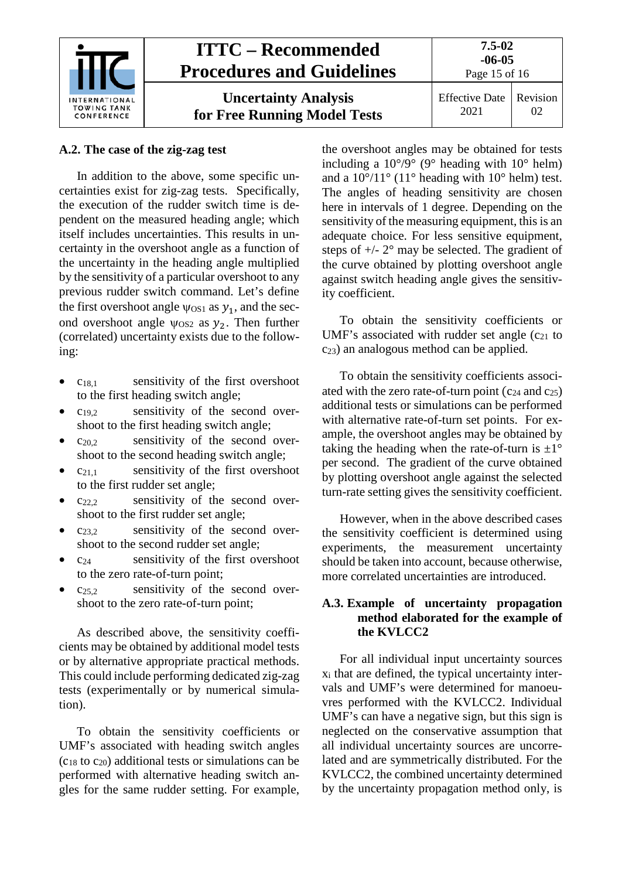### A.2. The case of the zig-zag test

In addition to the above, some specific uncertainties exist for zig-zag tests. Specifically, the execution of the rudder switch time is dependent on the measured heading angle; which itself includes uncertainties. This results in uncertainty in the overshoot angle as a function of the uncertainty in the heading angle multiplied by the sensitivity of a particular overshoot to any previous rudder switch command. Let's define the first overshoot angle $\psi_{OS1}$ as $y_1$, and the second overshoot angle $\psi_{OS2}$ as $y_2$. Then further (correlated) uncertainty exists due to the following:

- $c_{18,1}$ sensitivity of the first overshoot to the first heading switch angle;
- $c_{19,2}$ sensitivity of the second overshoot to the first heading switch angle;
- $c_{20,2}$ sensitivity of the second overshoot to the second heading switch angle;
- $c_{21,1}$ sensitivity of the first overshoot to the first rudder set angle;
- $c_{22,2}$ sensitivity of the second overshoot to the first rudder set angle;
- $c_{23,2}$ sensitivity of the second overshoot to the second rudder set angle;
- $c_{24}$ sensitivity of the first overshoot to the zero rate-of-turn point;
- $c_{25,2}$ sensitivity of the second overshoot to the zero rate-of-turn point;

As described above, the sensitivity coefficients may be obtained by additional model tests or by alternative appropriate practical methods. This could include performing dedicated zig-zag tests (experimentally or by numerical simulation).

To obtain the sensitivity coefficients or UMF's associated with heading switch angles ($c_{18}$ to $c_{20}$) additional tests or simulations can be performed with alternative heading switch angles for the same rudder setting. For example, the overshoot angles may be obtained for tests including a 10°/9° (9° heading with 10° helm) and a 10°/11° (11° heading with 10° helm) test. The angles of heading sensitivity are chosen here in intervals of 1 degree. Depending on the sensitivity of the measuring equipment, this is an adequate choice. For less sensitive equipment, steps of +/- 2° may be selected. The gradient of the curve obtained by plotting overshoot angle against switch heading angle gives the sensitivity coefficient.

To obtain the sensitivity coefficients or UMF's associated with rudder set angle ($c_{21}$ to $c_{23}$) an analogous method can be applied.

To obtain the sensitivity coefficients associated with the zero rate-of-turn point ($c_{24}$ and $c_{25}$) additional tests or simulations can be performed with alternative rate-of-turn set points. For example, the overshoot angles may be obtained by taking the heading when the rate-of-turn is ±1° per second. The gradient of the curve obtained by plotting overshoot angle against the selected turn-rate setting gives the sensitivity coefficient.

However, when in the above described cases the sensitivity coefficient is determined using experiments, the measurement uncertainty should be taken into account, because otherwise, more correlated uncertainties are introduced.

### A.3. Example of uncertainty propagation method elaborated for the example of the KVLCC2

For all individual input uncertainty sources $x_i$ that are defined, the typical uncertainty intervals and UMF's were determined for manoeuvres performed with the KVLCC2. Individual UMF's can have a negative sign, but this sign is neglected on the conservative assumption that all individual uncertainty sources are uncorrelated and are symmetrically distributed. For the KVLCC2, the combined uncertainty determined by the uncertainty propagation method only, is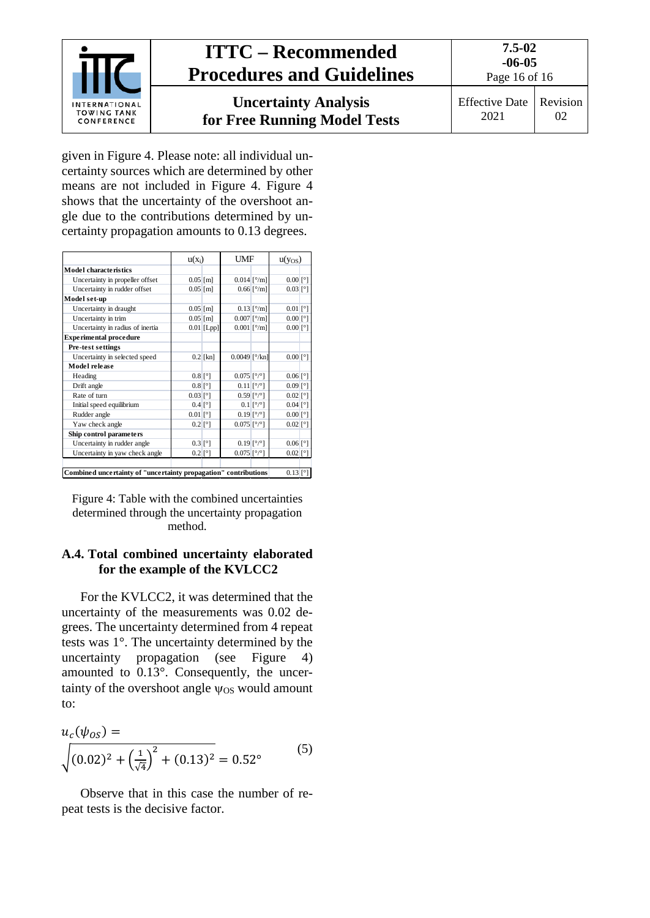given in Figure 4. Please note: all individual uncertainty sources which are determined by other means are not included in Figure 4. Figure 4 shows that the uncertainty of the overshoot angle due to the contributions determined by uncertainty propagation amounts to 0.13 degrees.

| | $u(x_i)$ | | UMF | | $u(y_{OS})$ | |
|---|---|---|---|---|---|---|
| **Model characteristics** | | | | | | |
| Uncertainty in propeller offset | 0.05 | [m] | 0.014 | [°/m] | 0.00 | [°] |
| Uncertainty in rudder offset | 0.05 | [m] | 0.66 | [°/m] | 0.03 | [°] |
| **Model set-up** | | | | | | |
| Uncertainty in draught | 0.05 | [m] | 0.13 | [°/m] | 0.01 | [°] |
| Uncertainty in trim | 0.05 | [m] | 0.007 | [°/m] | 0.00 | [°] |
| Uncertainty in radius of inertia | 0.01 | [Lpp] | 0.001 | [°/m] | 0.00 | [°] |
| **Experimental procedure** | | | | | | |
| **Pre-test settings** | | | | | | |
| Uncertainty in selected speed | 0.2 | [kn] | 0.0049 | [°/kn] | 0.00 | [°] |
| **Model release** | | | | | | |
| Heading | 0.8 | [°] | 0.075 | [°/°] | 0.06 | [°] |
| Drift angle | 0.8 | [°] | 0.11 | [°/°] | 0.09 | [°] |
| Rate of turn | 0.03 | [°] | 0.59 | [°/°] | 0.02 | [°] |
| Initial speed equilibrium | 0.4 | [°] | 0.1 | [°/°] | 0.04 | [°] |
| Rudder angle | 0.01 | [°] | 0.19 | [°/°] | 0.00 | [°] |
| Yaw check angle | 0.2 | [°] | 0.075 | [°/°] | 0.02 | [°] |
| **Ship control parameters** | | | | | | |
| Uncertainty in rudder angle | 0.3 | [°] | 0.19 | [°/°] | 0.06 | [°] |
| Uncertainty in yaw check angle | 0.2 | [°] | 0.075 | [°/°] | 0.02 | [°] |
| **Combined uncertainty of "uncertainty propagation" contributions** | | | | | 0.13 | [°] |

Figure 4: Table with the combined uncertainties determined through the uncertainty propagation method.

## A.4. Total combined uncertainty elaborated for the example of the KVLCC2

For the KVLCC2, it was determined that the uncertainty of the measurements was 0.02 degrees. The uncertainty determined from 4 repeat tests was 1°. The uncertainty determined by the uncertainty propagation (see Figure 4) amounted to 0.13°. Consequently, the uncertainty of the overshoot angle $\psi_{OS}$ would amount to:

$$u_c(\psi_{OS}) = \sqrt{(0.02)^2 + \left(\frac{1}{\sqrt{4}}\right)^2 + (0.13)^2} = 0.52° \tag{5}$$

Observe that in this case the number of repeat tests is the decisive factor.